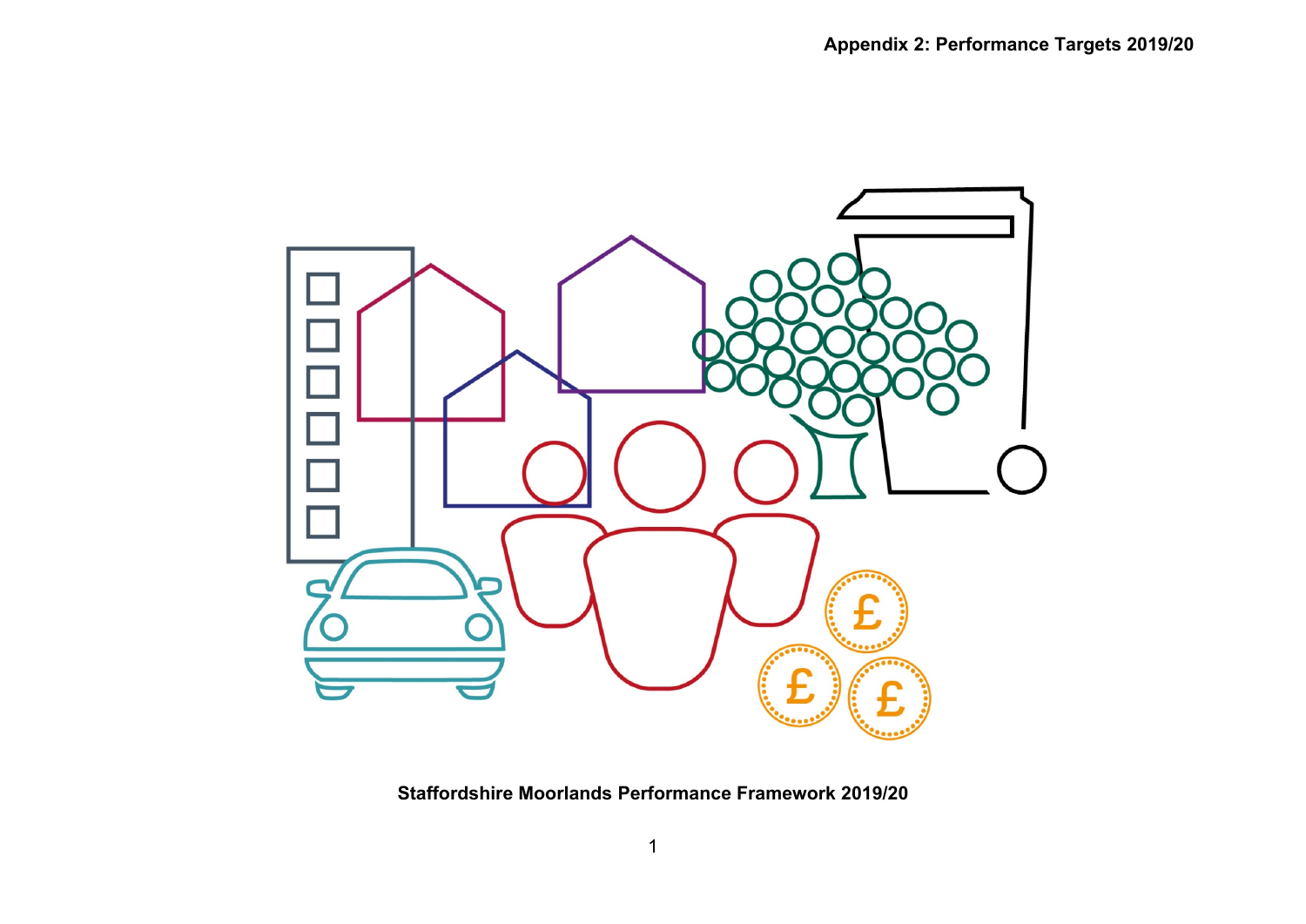**Appendix 2: Performance Targets 2019/20**

**Staffordshire Moorlands Performance Framework 2019/20**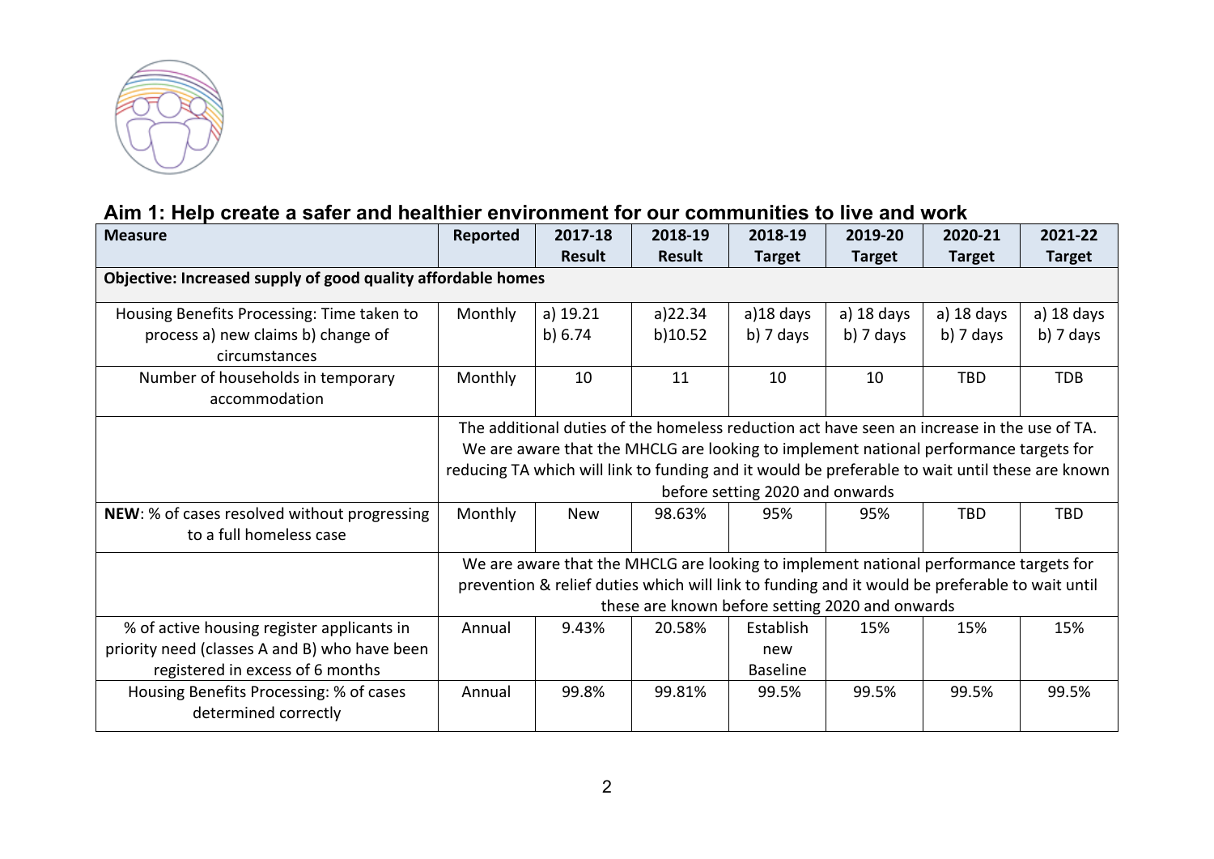## Aim 1: Help create a safer and healthier environment for our communities to live and work

| Measure | Reported | 2017-18 Result | 2018-19 Result | 2018-19 Target | 2019-20 Target | 2020-21 Target | 2021-22 Target |
|---|---|---|---|---|---|---|---|
| **Objective: Increased supply of good quality affordable homes** | | | | | | | |
| Housing Benefits Processing: Time taken to process a) new claims b) change of circumstances | Monthly | a) 19.21<br>b) 6.74 | a)22.34<br>b)10.52 | a)18 days<br>b) 7 days | a) 18 days<br>b) 7 days | a) 18 days<br>b) 7 days | a) 18 days<br>b) 7 days |
| Number of households in temporary accommodation | Monthly | 10 | 11 | 10 | 10 | TBD | TDB |
| | The additional duties of the homeless reduction act have seen an increase in the use of TA. We are aware that the MHCLG are looking to implement national performance targets for reducing TA which will link to funding and it would be preferable to wait until these are known before setting 2020 and onwards | | | | | | |
| **NEW**: % of cases resolved without progressing to a full homeless case | Monthly | New | 98.63% | 95% | 95% | TBD | TBD |
| | We are aware that the MHCLG are looking to implement national performance targets for prevention & relief duties which will link to funding and it would be preferable to wait until these are known before setting 2020 and onwards | | | | | | |
| % of active housing register applicants in priority need (classes A and B) who have been registered in excess of 6 months | Annual | 9.43% | 20.58% | Establish new Baseline | 15% | 15% | 15% |
| Housing Benefits Processing: % of cases determined correctly | Annual | 99.8% | 99.81% | 99.5% | 99.5% | 99.5% | 99.5% |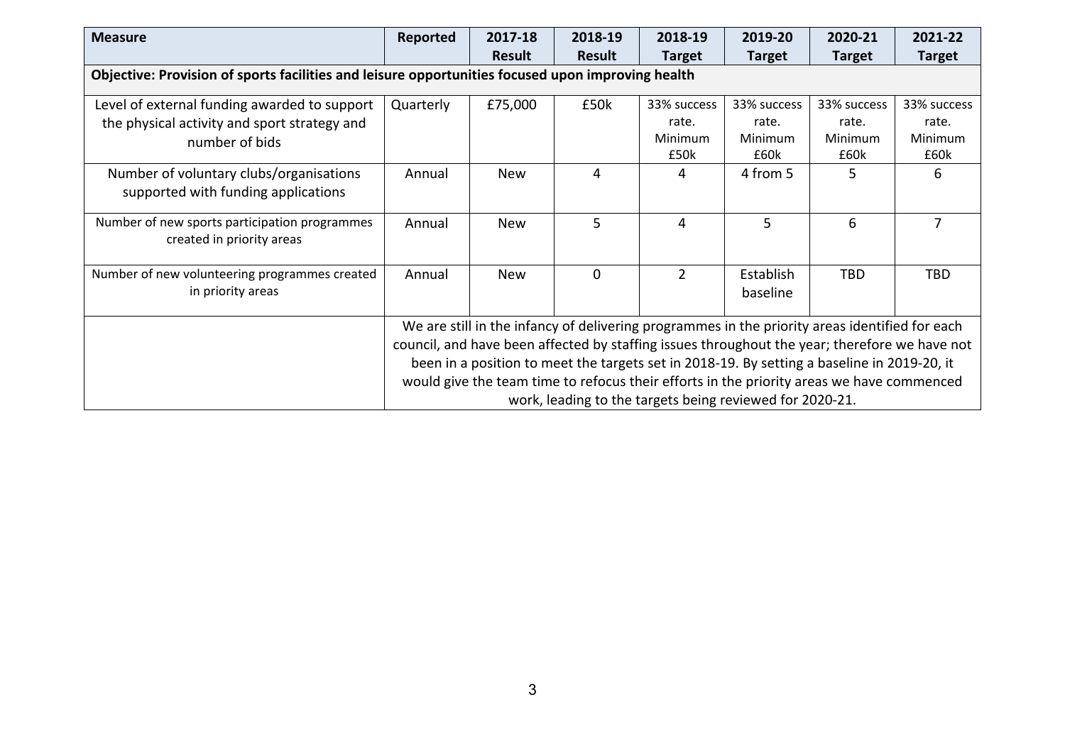| Measure | Reported | 2017-18 Result | 2018-19 Result | 2018-19 Target | 2019-20 Target | 2020-21 Target | 2021-22 Target |
|---|---|---|---|---|---|---|---|
| **Objective: Provision of sports facilities and leisure opportunities focused upon improving health** | | | | | | | |
| Level of external funding awarded to support the physical activity and sport strategy and number of bids | Quarterly | £75,000 | £50k | 33% success rate. Minimum £50k | 33% success rate. Minimum £60k | 33% success rate. Minimum £60k | 33% success rate. Minimum £60k |
| Number of voluntary clubs/organisations supported with funding applications | Annual | New | 4 | 4 | 4 from 5 | 5 | 6 |
| Number of new sports participation programmes created in priority areas | Annual | New | 5 | 4 | 5 | 6 | 7 |
| Number of new volunteering programmes created in priority areas | Annual | New | 0 | 2 | Establish baseline | TBD | TBD |
| | We are still in the infancy of delivering programmes in the priority areas identified for each council, and have been affected by staffing issues throughout the year; therefore we have not been in a position to meet the targets set in 2018-19. By setting a baseline in 2019-20, it would give the team time to refocus their efforts in the priority areas we have commenced work, leading to the targets being reviewed for 2020-21. | | | | | | |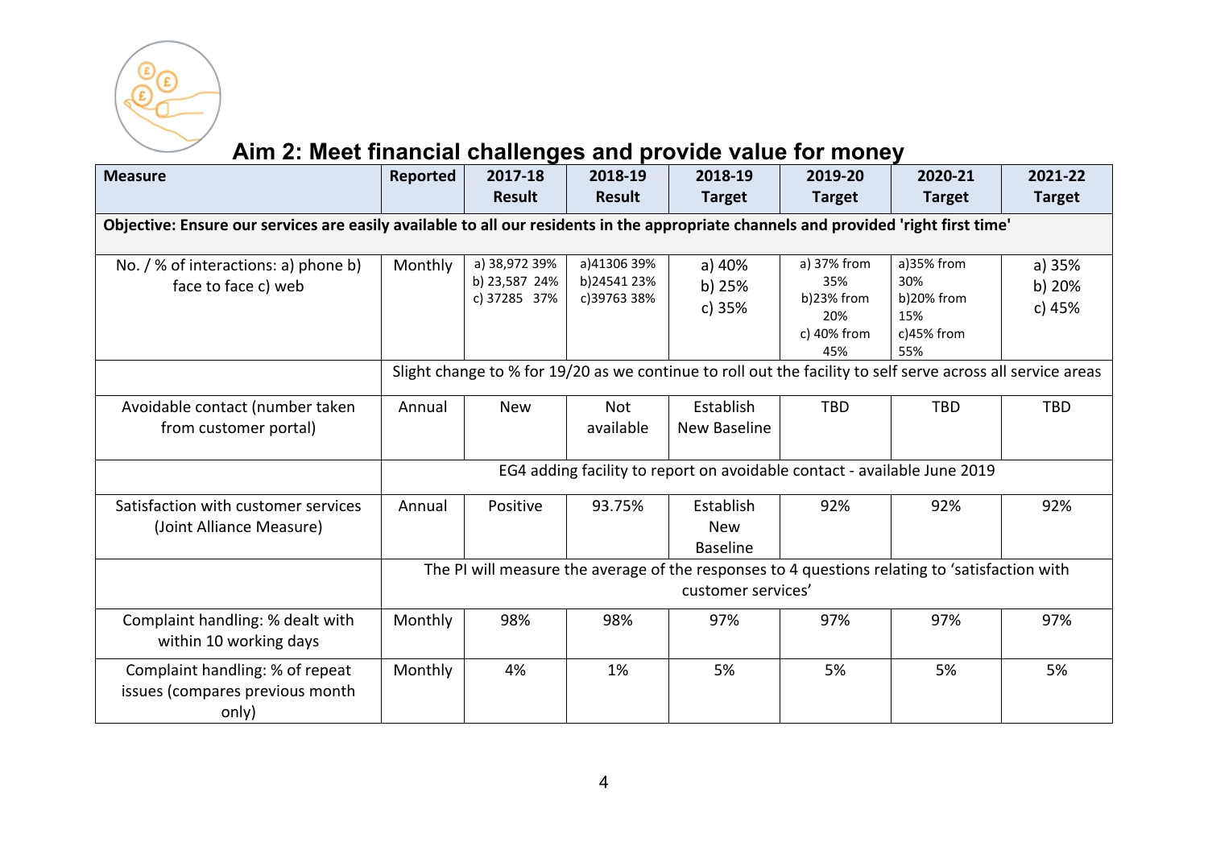# Aim 2: Meet financial challenges and provide value for money

| Measure | Reported | 2017-18 Result | 2018-19 Result | 2018-19 Target | 2019-20 Target | 2020-21 Target | 2021-22 Target |
|---|---|---|---|---|---|---|---|
| **Objective: Ensure our services are easily available to all our residents in the appropriate channels and provided 'right first time'** | | | | | | | |
| No. / % of interactions: a) phone b) face to face c) web | Monthly | a) 38,972 39% b) 23,587 24% c) 37285 37% | a)41306 39% b)24541 23% c)39763 38% | a) 40% b) 25% c) 35% | a) 37% from 35% b)23% from 20% c) 40% from 45% | a)35% from 30% b)20% from 15% c)45% from 55% | a) 35% b) 20% c) 45% |
| | Slight change to % for 19/20 as we continue to roll out the facility to self serve across all service areas | | | | | | |
| Avoidable contact (number taken from customer portal) | Annual | New | Not available | Establish New Baseline | TBD | TBD | TBD |
| | EG4 adding facility to report on avoidable contact - available June 2019 | | | | | | |
| Satisfaction with customer services (Joint Alliance Measure) | Annual | Positive | 93.75% | Establish New Baseline | 92% | 92% | 92% |
| | The PI will measure the average of the responses to 4 questions relating to 'satisfaction with customer services' | | | | | | |
| Complaint handling: % dealt with within 10 working days | Monthly | 98% | 98% | 97% | 97% | 97% | 97% |
| Complaint handling: % of repeat issues (compares previous month only) | Monthly | 4% | 1% | 5% | 5% | 5% | 5% |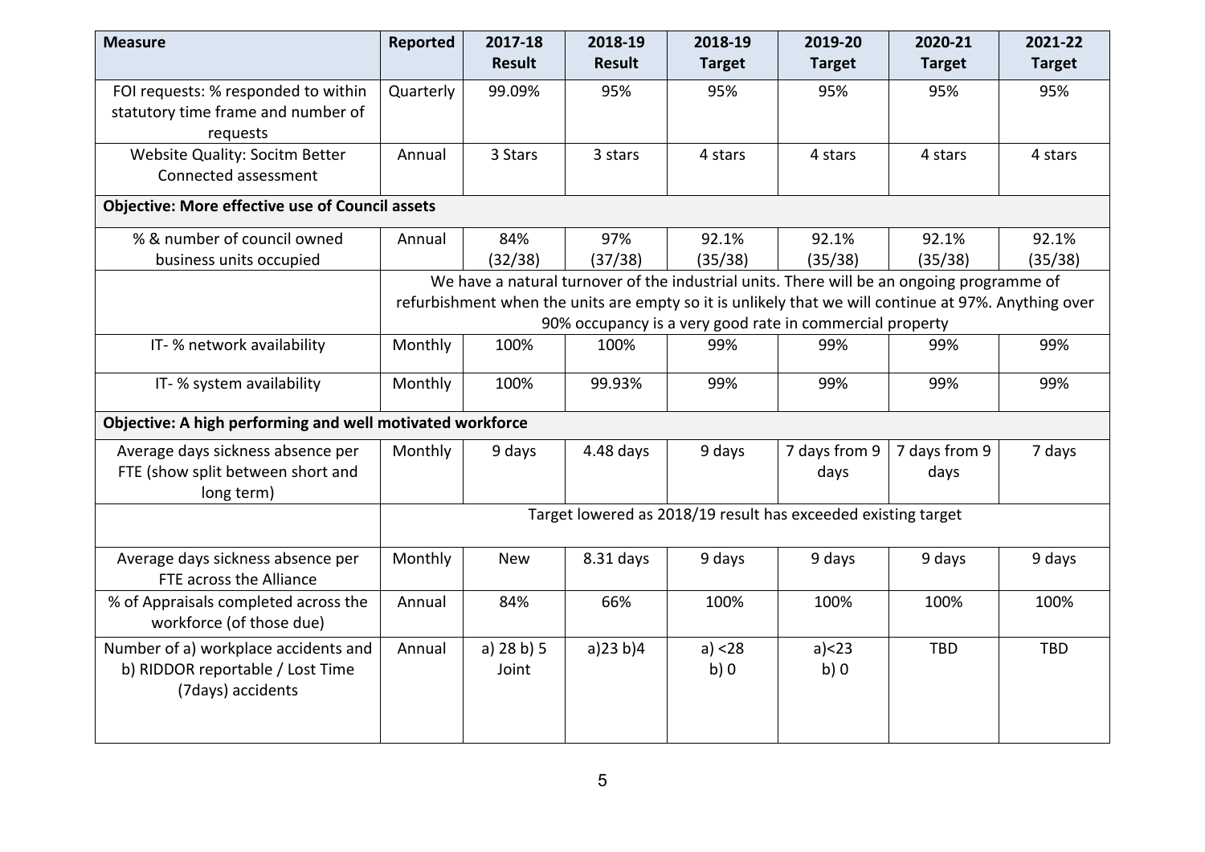| Measure | Reported | 2017-18 Result | 2018-19 Result | 2018-19 Target | 2019-20 Target | 2020-21 Target | 2021-22 Target |
|---|---|---|---|---|---|---|---|
| FOI requests: % responded to within statutory time frame and number of requests | Quarterly | 99.09% | 95% | 95% | 95% | 95% | 95% |
| Website Quality: Socitm Better Connected assessment | Annual | 3 Stars | 3 stars | 4 stars | 4 stars | 4 stars | 4 stars |
| **Objective: More effective use of Council assets** | | | | | | | |
| % & number of council owned business units occupied | Annual | 84% (32/38) | 97% (37/38) | 92.1% (35/38) | 92.1% (35/38) | 92.1% (35/38) | 92.1% (35/38) |
| | We have a natural turnover of the industrial units. There will be an ongoing programme of refurbishment when the units are empty so it is unlikely that we will continue at 97%. Anything over 90% occupancy is a very good rate in commercial property | | | | | | |
| IT- % network availability | Monthly | 100% | 100% | 99% | 99% | 99% | 99% |
| IT- % system availability | Monthly | 100% | 99.93% | 99% | 99% | 99% | 99% |
| **Objective: A high performing and well motivated workforce** | | | | | | | |
| Average days sickness absence per FTE (show split between short and long term) | Monthly | 9 days | 4.48 days | 9 days | 7 days from 9 days | 7 days from 9 days | 7 days |
| | Target lowered as 2018/19 result has exceeded existing target | | | | | | |
| Average days sickness absence per FTE across the Alliance | Monthly | New | 8.31 days | 9 days | 9 days | 9 days | 9 days |
| % of Appraisals completed across the workforce (of those due) | Annual | 84% | 66% | 100% | 100% | 100% | 100% |
| Number of a) workplace accidents and b) RIDDOR reportable / Lost Time (7days) accidents | Annual | a) 28 b) 5 Joint | a)23 b)4 | a) <28 b) 0 | a)<23 b) 0 | TBD | TBD |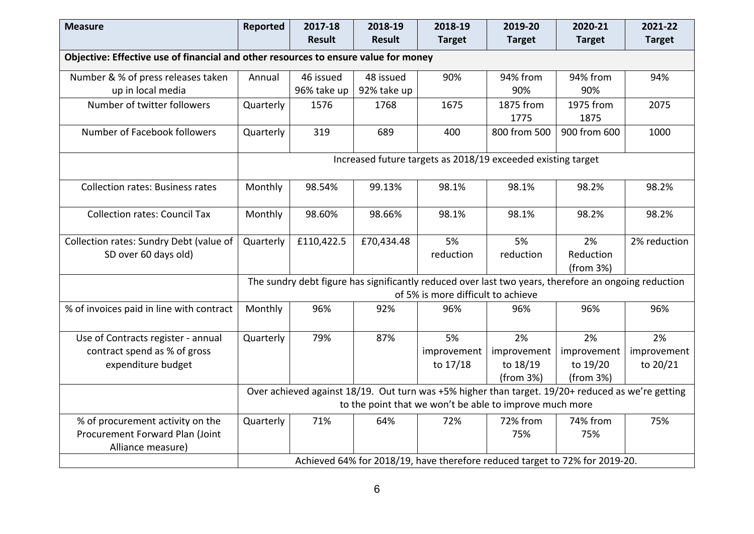| Measure | Reported | 2017-18 Result | 2018-19 Result | 2018-19 Target | 2019-20 Target | 2020-21 Target | 2021-22 Target |
|---|---|---|---|---|---|---|---|
| **Objective: Effective use of financial and other resources to ensure value for money** | | | | | | | |
| Number & % of press releases taken up in local media | Annual | 46 issued 96% take up | 48 issued 92% take up | 90% | 94% from 90% | 94% from 90% | 94% |
| Number of twitter followers | Quarterly | 1576 | 1768 | 1675 | 1875 from 1775 | 1975 from 1875 | 2075 |
| Number of Facebook followers | Quarterly | 319 | 689 | 400 | 800 from 500 | 900 from 600 | 1000 |
| | Increased future targets as 2018/19 exceeded existing target | | | | | | |
| Collection rates: Business rates | Monthly | 98.54% | 99.13% | 98.1% | 98.1% | 98.2% | 98.2% |
| Collection rates: Council Tax | Monthly | 98.60% | 98.66% | 98.1% | 98.1% | 98.2% | 98.2% |
| Collection rates: Sundry Debt (value of SD over 60 days old) | Quarterly | £110,422.5 | £70,434.48 | 5% reduction | 5% reduction | 2% Reduction (from 3%) | 2% reduction |
| | The sundry debt figure has significantly reduced over last two years, therefore an ongoing reduction of 5% is more difficult to achieve | | | | | | |
| % of invoices paid in line with contract | Monthly | 96% | 92% | 96% | 96% | 96% | 96% |
| Use of Contracts register - annual contract spend as % of gross expenditure budget | Quarterly | 79% | 87% | 5% improvement to 17/18 | 2% improvement to 18/19 (from 3%) | 2% improvement to 19/20 (from 3%) | 2% improvement to 20/21 |
| | Over achieved against 18/19. Out turn was +5% higher than target. 19/20+ reduced as we're getting to the point that we won't be able to improve much more | | | | | | |
| % of procurement activity on the Procurement Forward Plan (Joint Alliance measure) | Quarterly | 71% | 64% | 72% | 72% from 75% | 74% from 75% | 75% |
| | Achieved 64% for 2018/19, have therefore reduced target to 72% for 2019-20. | | | | | | |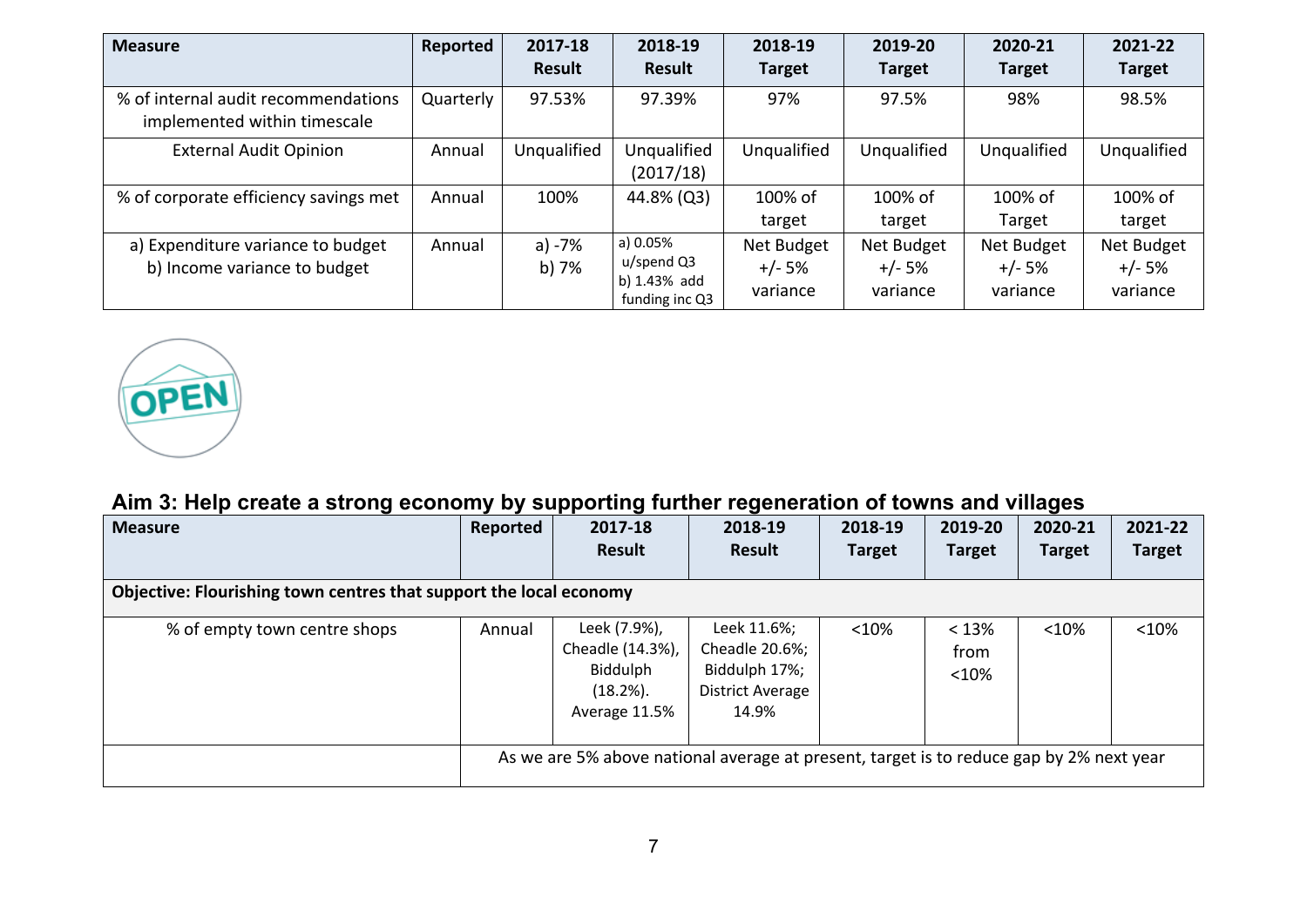| Measure | Reported | 2017-18 Result | 2018-19 Result | 2018-19 Target | 2019-20 Target | 2020-21 Target | 2021-22 Target |
|---|---|---|---|---|---|---|---|
| % of internal audit recommendations implemented within timescale | Quarterly | 97.53% | 97.39% | 97% | 97.5% | 98% | 98.5% |
| External Audit Opinion | Annual | Unqualified | Unqualified (2017/18) | Unqualified | Unqualified | Unqualified | Unqualified |
| % of corporate efficiency savings met | Annual | 100% | 44.8% (Q3) | 100% of target | 100% of target | 100% of Target | 100% of target |
| a) Expenditure variance to budget<br>b) Income variance to budget | Annual | a) -7%<br>b) 7% | a) 0.05% u/spend Q3<br>b) 1.43% add funding inc Q3 | Net Budget +/- 5% variance | Net Budget +/- 5% variance | Net Budget +/- 5% variance | Net Budget +/- 5% variance |

## Aim 3: Help create a strong economy by supporting further regeneration of towns and villages

| Measure | Reported | 2017-18 Result | 2018-19 Result | 2018-19 Target | 2019-20 Target | 2020-21 Target | 2021-22 Target |
|---|---|---|---|---|---|---|---|
| **Objective: Flourishing town centres that support the local economy** | | | | | | | |
| % of empty town centre shops | Annual | Leek (7.9%), Cheadle (14.3%), Biddulph (18.2%). Average 11.5% | Leek 11.6%; Cheadle 20.6%; Biddulph 17%; District Average 14.9% | <10% | < 13% from <10% | <10% | <10% |
| | As we are 5% above national average at present, target is to reduce gap by 2% next year | | | | | | |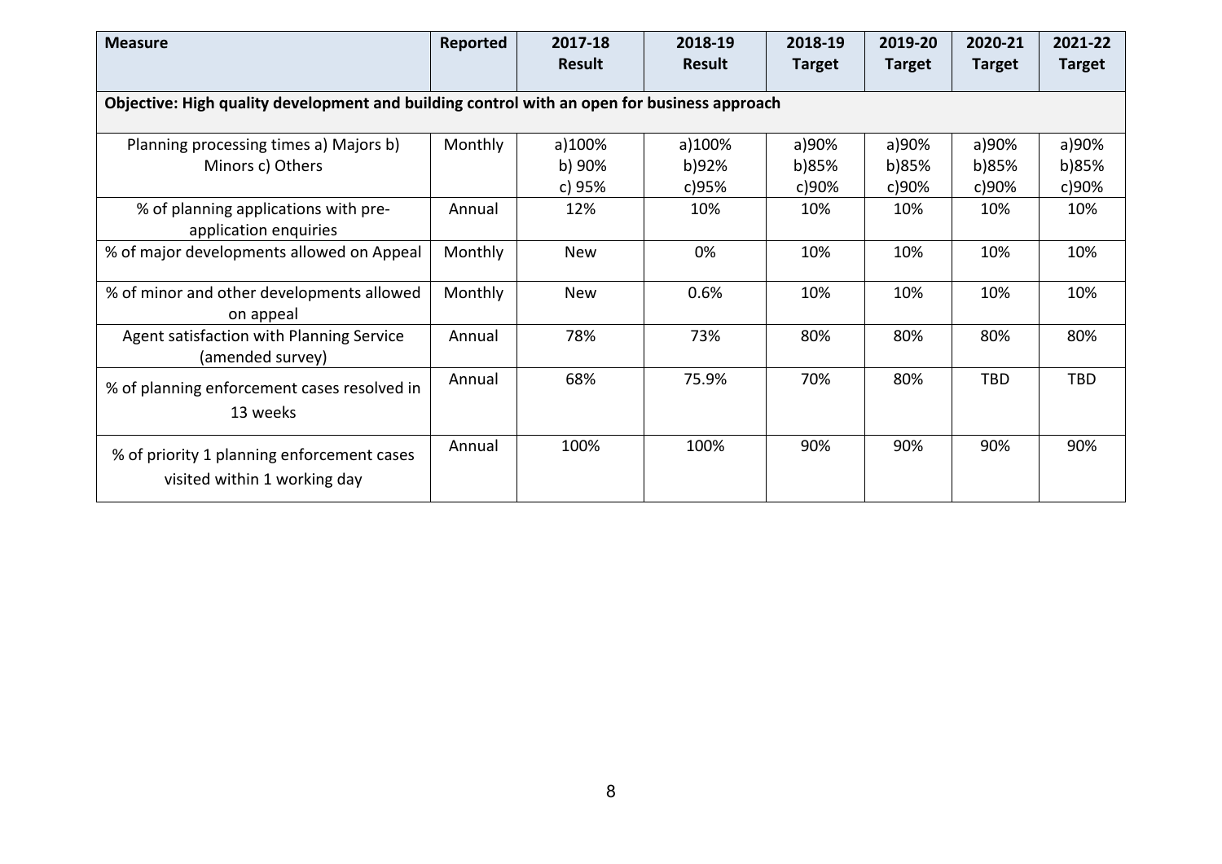| Measure | Reported | 2017-18 Result | 2018-19 Result | 2018-19 Target | 2019-20 Target | 2020-21 Target | 2021-22 Target |
|---|---|---|---|---|---|---|---|
| **Objective: High quality development and building control with an open for business approach** | | | | | | | |
| Planning processing times a) Majors b) Minors c) Others | Monthly | a)100% b) 90% c) 95% | a)100% b)92% c)95% | a)90% b)85% c)90% | a)90% b)85% c)90% | a)90% b)85% c)90% | a)90% b)85% c)90% |
| % of planning applications with pre-application enquiries | Annual | 12% | 10% | 10% | 10% | 10% | 10% |
| % of major developments allowed on Appeal | Monthly | New | 0% | 10% | 10% | 10% | 10% |
| % of minor and other developments allowed on appeal | Monthly | New | 0.6% | 10% | 10% | 10% | 10% |
| Agent satisfaction with Planning Service (amended survey) | Annual | 78% | 73% | 80% | 80% | 80% | 80% |
| % of planning enforcement cases resolved in 13 weeks | Annual | 68% | 75.9% | 70% | 80% | TBD | TBD |
| % of priority 1 planning enforcement cases visited within 1 working day | Annual | 100% | 100% | 90% | 90% | 90% | 90% |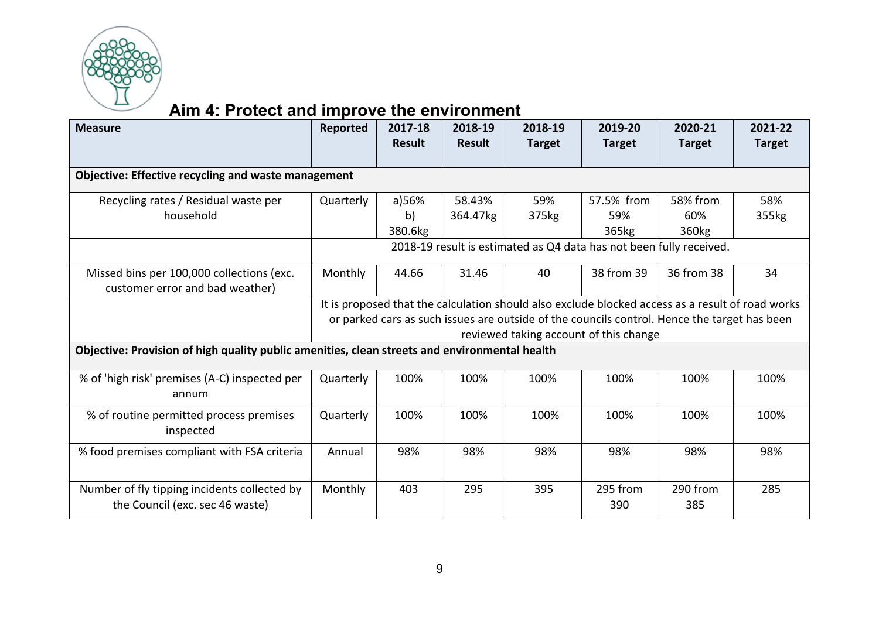# Aim 4: Protect and improve the environment

| Measure | Reported | 2017-18 Result | 2018-19 Result | 2018-19 Target | 2019-20 Target | 2020-21 Target | 2021-22 Target |
|---|---|---|---|---|---|---|---|
| **Objective: Effective recycling and waste management** | | | | | | | |
| Recycling rates / Residual waste per household | Quarterly | a)56% b) 380.6kg | 58.43% 364.47kg | 59% 375kg | 57.5% from 59% 365kg | 58% from 60% 360kg | 58% 355kg |
| | 2018-19 result is estimated as Q4 data has not been fully received. | | | | | | |
| Missed bins per 100,000 collections (exc. customer error and bad weather) | Monthly | 44.66 | 31.46 | 40 | 38 from 39 | 36 from 38 | 34 |
| | It is proposed that the calculation should also exclude blocked access as a result of road works or parked cars as such issues are outside of the councils control. Hence the target has been reviewed taking account of this change | | | | | | |
| **Objective: Provision of high quality public amenities, clean streets and environmental health** | | | | | | | |
| % of 'high risk' premises (A-C) inspected per annum | Quarterly | 100% | 100% | 100% | 100% | 100% | 100% |
| % of routine permitted process premises inspected | Quarterly | 100% | 100% | 100% | 100% | 100% | 100% |
| % food premises compliant with FSA criteria | Annual | 98% | 98% | 98% | 98% | 98% | 98% |
| Number of fly tipping incidents collected by the Council (exc. sec 46 waste) | Monthly | 403 | 295 | 395 | 295 from 390 | 290 from 385 | 285 |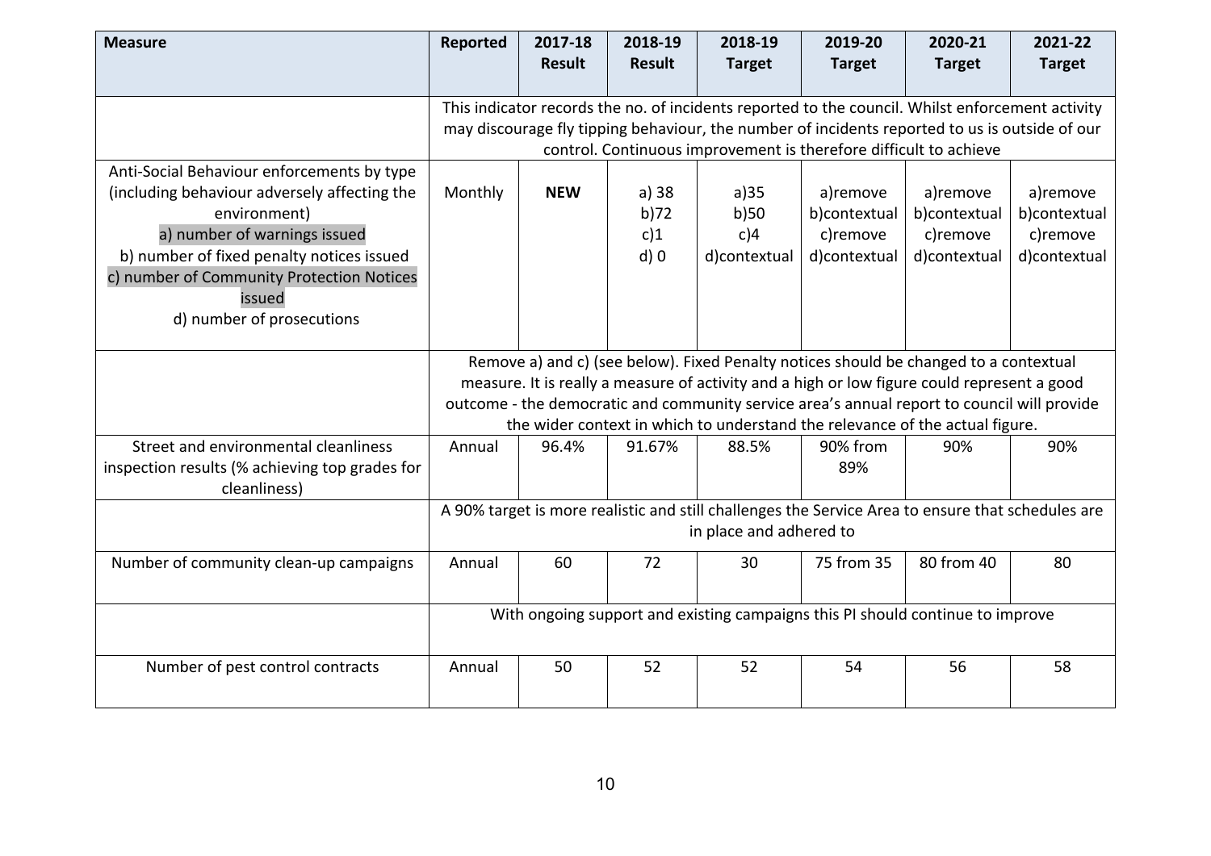| Measure | Reported | 2017-18 Result | 2018-19 Result | 2018-19 Target | 2019-20 Target | 2020-21 Target | 2021-22 Target |
|---|---|---|---|---|---|---|---|
| | This indicator records the no. of incidents reported to the council. Whilst enforcement activity may discourage fly tipping behaviour, the number of incidents reported to us is outside of our control. Continuous improvement is therefore difficult to achieve | | | | | | |
| Anti-Social Behaviour enforcements by type (including behaviour adversely affecting the environment)<br>a) number of warnings issued<br>b) number of fixed penalty notices issued<br>c) number of Community Protection Notices issued<br>d) number of prosecutions | Monthly | **NEW** | a) 38<br>b)72<br>c)1<br>d) 0 | a)35<br>b)50<br>c)4<br>d)contextual | a)remove<br>b)contextual<br>c)remove<br>d)contextual | a)remove<br>b)contextual<br>c)remove<br>d)contextual | a)remove<br>b)contextual<br>c)remove<br>d)contextual |
| | Remove a) and c) (see below). Fixed Penalty notices should be changed to a contextual measure. It is really a measure of activity and a high or low figure could represent a good outcome - the democratic and community service area's annual report to council will provide the wider context in which to understand the relevance of the actual figure. | | | | | | |
| Street and environmental cleanliness inspection results (% achieving top grades for cleanliness) | Annual | 96.4% | 91.67% | 88.5% | 90% from 89% | 90% | 90% |
| | A 90% target is more realistic and still challenges the Service Area to ensure that schedules are in place and adhered to | | | | | | |
| Number of community clean-up campaigns | Annual | 60 | 72 | 30 | 75 from 35 | 80 from 40 | 80 |
| | With ongoing support and existing campaigns this PI should continue to improve | | | | | | |
| Number of pest control contracts | Annual | 50 | 52 | 52 | 54 | 56 | 58 |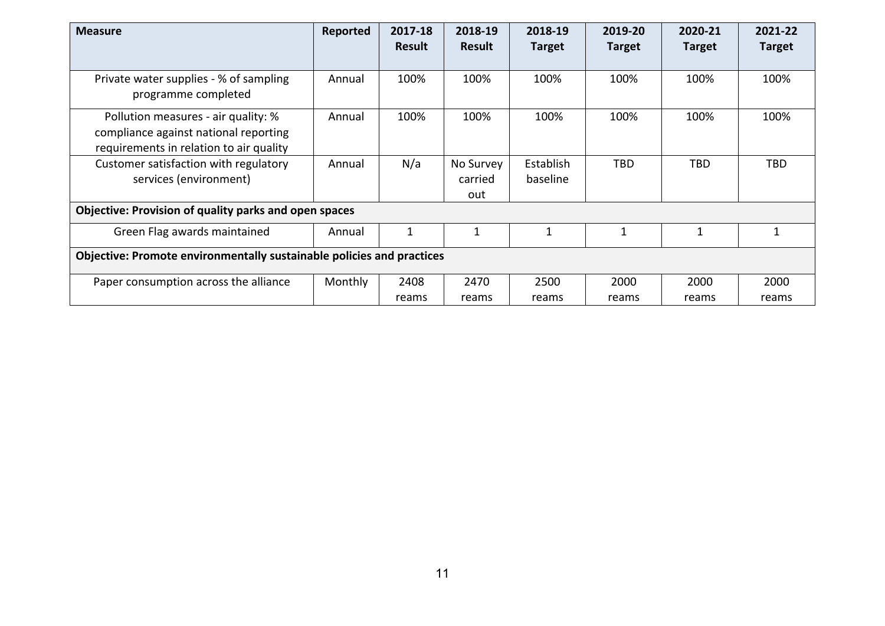| Measure | Reported | 2017-18 Result | 2018-19 Result | 2018-19 Target | 2019-20 Target | 2020-21 Target | 2021-22 Target |
|---|---|---|---|---|---|---|---|
| Private water supplies - % of sampling programme completed | Annual | 100% | 100% | 100% | 100% | 100% | 100% |
| Pollution measures - air quality: % compliance against national reporting requirements in relation to air quality | Annual | 100% | 100% | 100% | 100% | 100% | 100% |
| Customer satisfaction with regulatory services (environment) | Annual | N/a | No Survey carried out | Establish baseline | TBD | TBD | TBD |
| **Objective: Provision of quality parks and open spaces** | | | | | | | |
| Green Flag awards maintained | Annual | 1 | 1 | 1 | 1 | 1 | 1 |
| **Objective: Promote environmentally sustainable policies and practices** | | | | | | | |
| Paper consumption across the alliance | Monthly | 2408 reams | 2470 reams | 2500 reams | 2000 reams | 2000 reams | 2000 reams |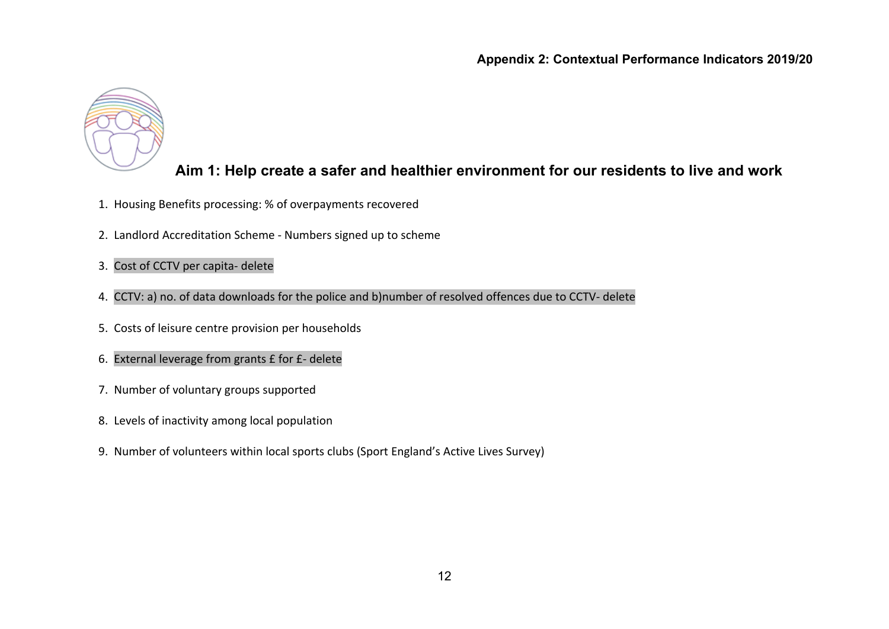**Appendix 2: Contextual Performance Indicators 2019/20**

## Aim 1: Help create a safer and healthier environment for our residents to live and work

1. Housing Benefits processing: % of overpayments recovered
2. Landlord Accreditation Scheme - Numbers signed up to scheme
3. Cost of CCTV per capita- delete
4. CCTV: a) no. of data downloads for the police and b)number of resolved offences due to CCTV- delete
5. Costs of leisure centre provision per households
6. External leverage from grants £ for £- delete
7. Number of voluntary groups supported
8. Levels of inactivity among local population
9. Number of volunteers within local sports clubs (Sport England's Active Lives Survey)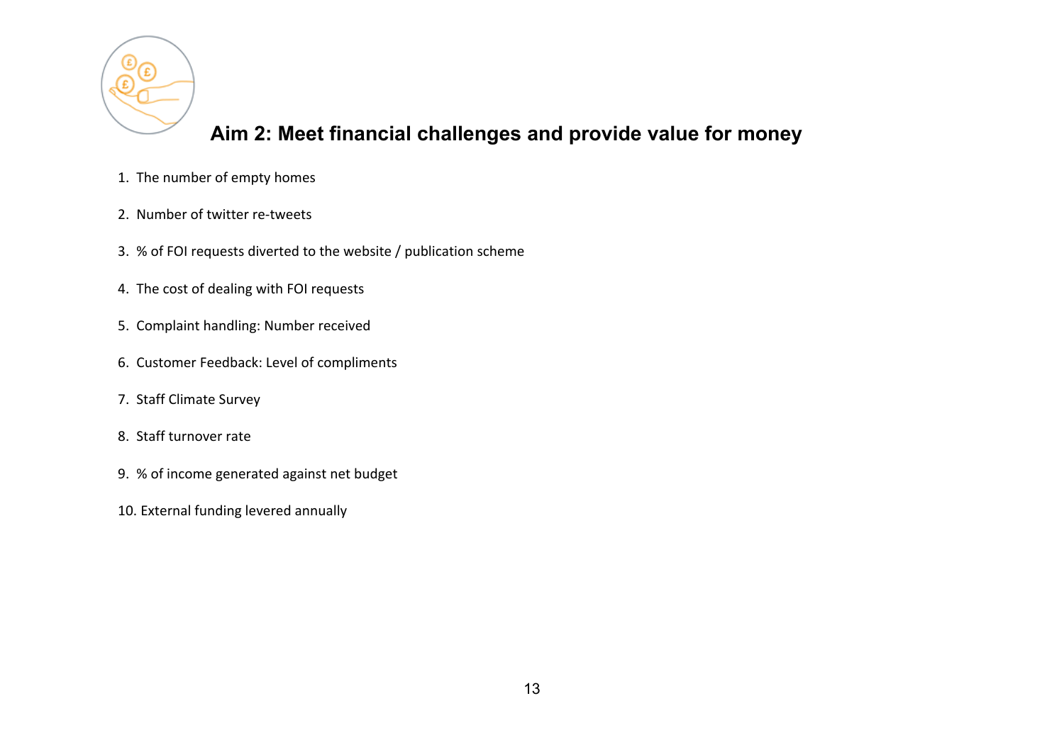## Aim 2: Meet financial challenges and provide value for money

1. The number of empty homes
2. Number of twitter re-tweets
3. % of FOI requests diverted to the website / publication scheme
4. The cost of dealing with FOI requests
5. Complaint handling: Number received
6. Customer Feedback: Level of compliments
7. Staff Climate Survey
8. Staff turnover rate
9. % of income generated against net budget
10. External funding levered annually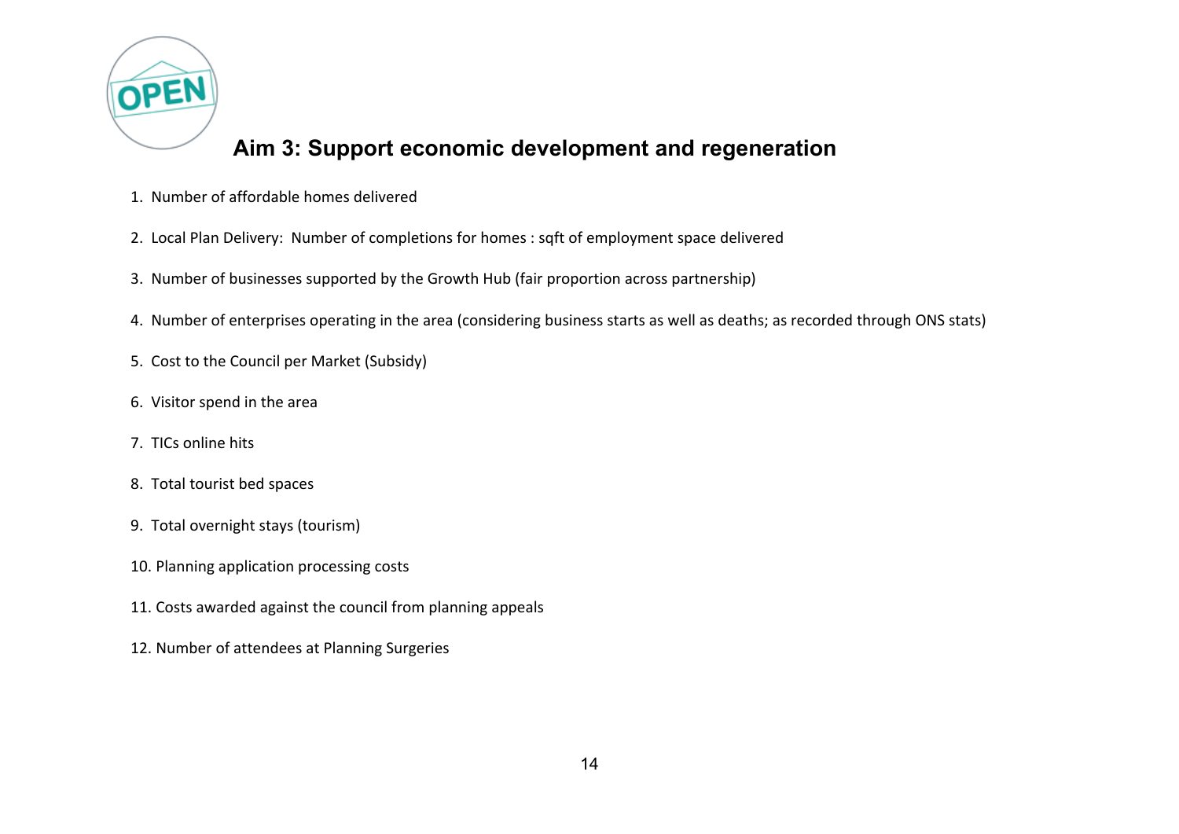# Aim 3: Support economic development and regeneration

1. Number of affordable homes delivered

2. Local Plan Delivery: Number of completions for homes : sqft of employment space delivered

3. Number of businesses supported by the Growth Hub (fair proportion across partnership)

4. Number of enterprises operating in the area (considering business starts as well as deaths; as recorded through ONS stats)

5. Cost to the Council per Market (Subsidy)

6. Visitor spend in the area

7. TICs online hits

8. Total tourist bed spaces

9. Total overnight stays (tourism)

10. Planning application processing costs

11. Costs awarded against the council from planning appeals

12. Number of attendees at Planning Surgeries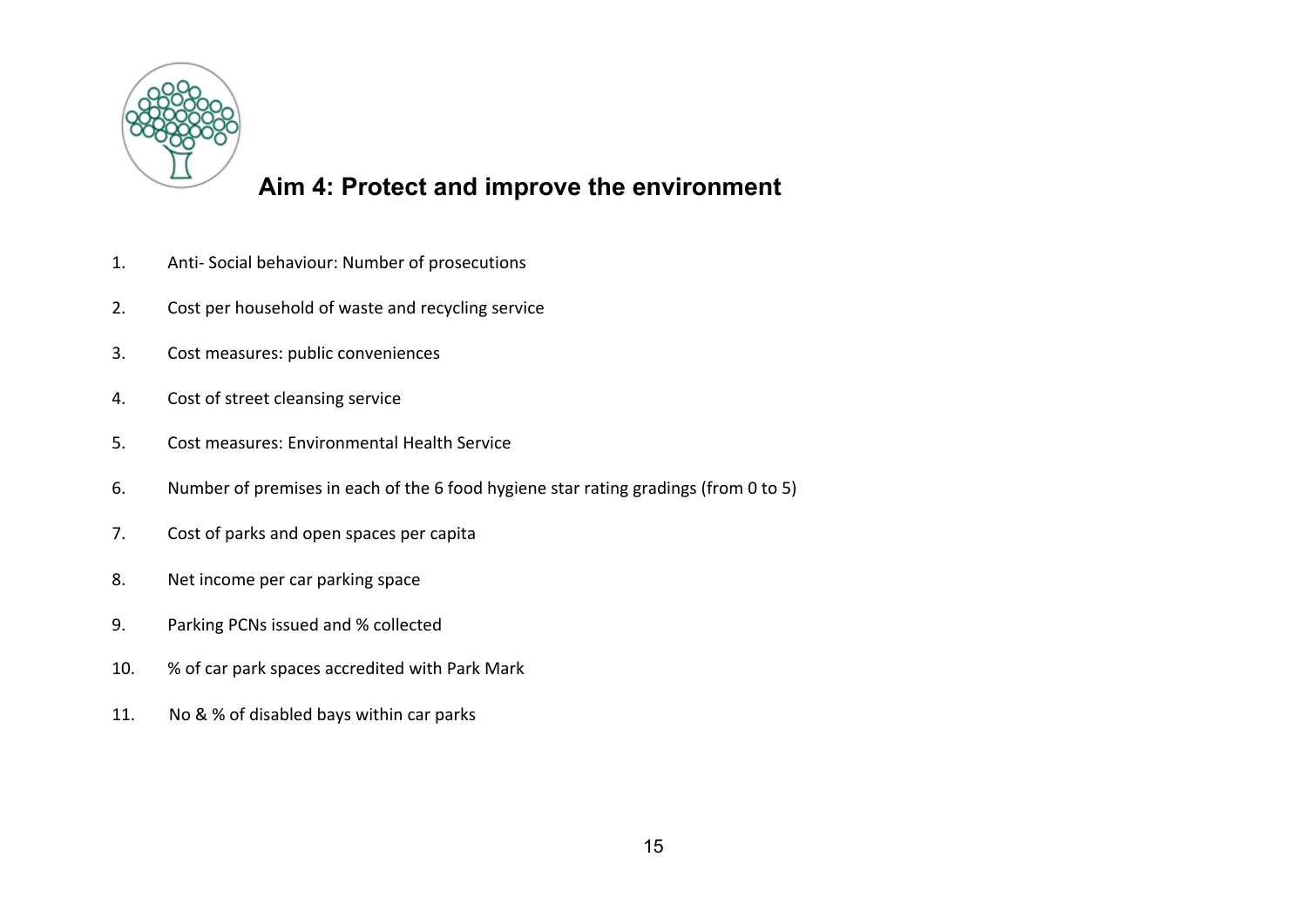## Aim 4: Protect and improve the environment

1. Anti- Social behaviour: Number of prosecutions
2. Cost per household of waste and recycling service
3. Cost measures: public conveniences
4. Cost of street cleansing service
5. Cost measures: Environmental Health Service
6. Number of premises in each of the 6 food hygiene star rating gradings (from 0 to 5)
7. Cost of parks and open spaces per capita
8. Net income per car parking space
9. Parking PCNs issued and % collected
10. % of car park spaces accredited with Park Mark
11. No & % of disabled bays within car parks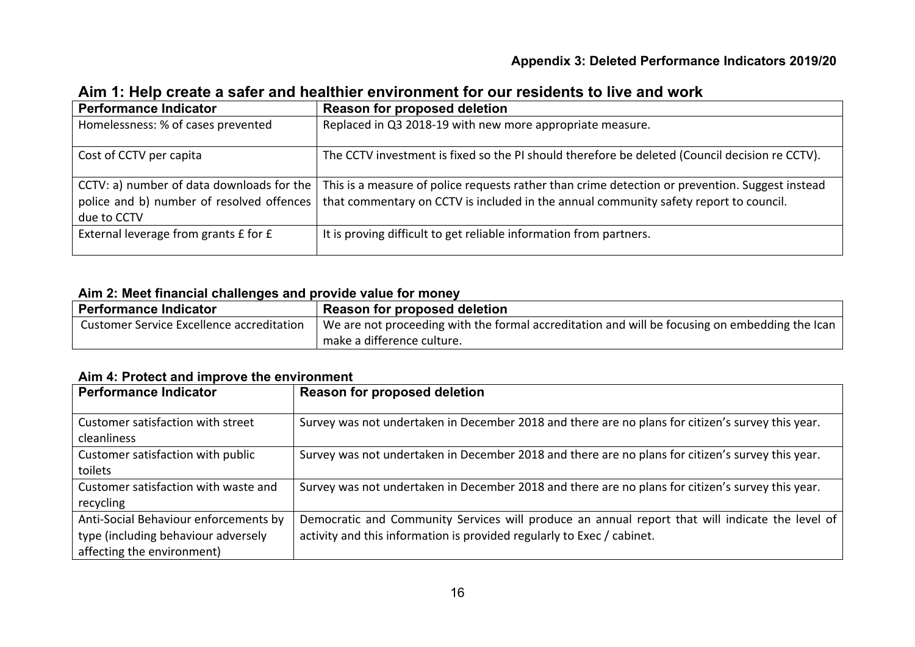**Appendix 3: Deleted Performance Indicators 2019/20**

## Aim 1: Help create a safer and healthier environment for our residents to live and work

| Performance Indicator | Reason for proposed deletion |
|---|---|
| Homelessness: % of cases prevented | Replaced in Q3 2018-19 with new more appropriate measure. |
| Cost of CCTV per capita | The CCTV investment is fixed so the PI should therefore be deleted (Council decision re CCTV). |
| CCTV: a) number of data downloads for the police and b) number of resolved offences due to CCTV | This is a measure of police requests rather than crime detection or prevention. Suggest instead that commentary on CCTV is included in the annual community safety report to council. |
| External leverage from grants £ for £ | It is proving difficult to get reliable information from partners. |

### Aim 2: Meet financial challenges and provide value for money

| Performance Indicator | Reason for proposed deletion |
|---|---|
| Customer Service Excellence accreditation | We are not proceeding with the formal accreditation and will be focusing on embedding the Ican make a difference culture. |

### Aim 4: Protect and improve the environment

| Performance Indicator | Reason for proposed deletion |
|---|---|
| Customer satisfaction with street cleanliness | Survey was not undertaken in December 2018 and there are no plans for citizen's survey this year. |
| Customer satisfaction with public toilets | Survey was not undertaken in December 2018 and there are no plans for citizen's survey this year. |
| Customer satisfaction with waste and recycling | Survey was not undertaken in December 2018 and there are no plans for citizen's survey this year. |
| Anti-Social Behaviour enforcements by type (including behaviour adversely affecting the environment) | Democratic and Community Services will produce an annual report that will indicate the level of activity and this information is provided regularly to Exec / cabinet. |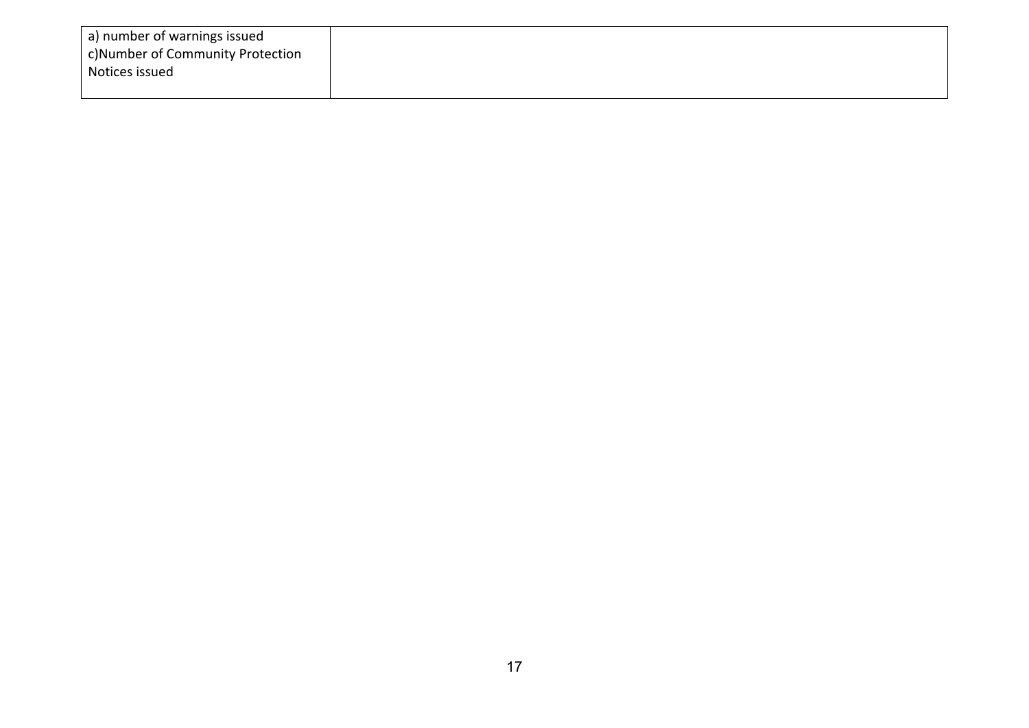| | |
|---|---|
| a) number of warnings issued<br>c)Number of Community Protection Notices issued | |